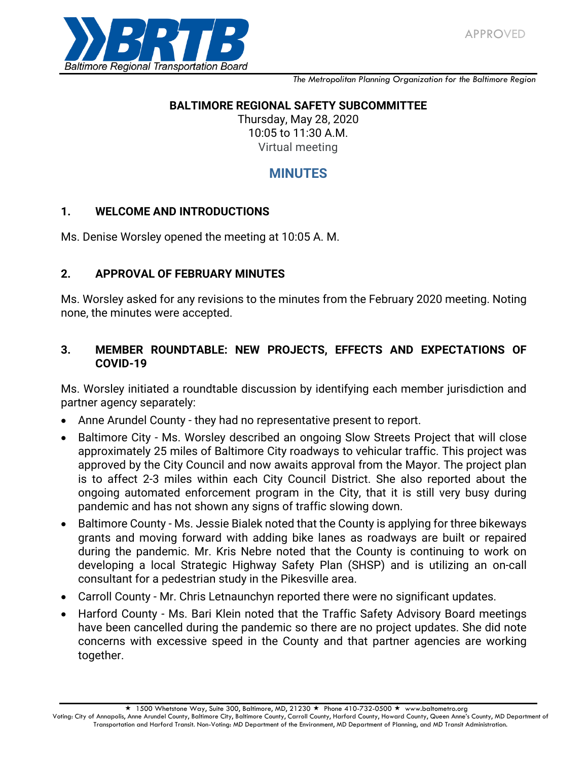APPROVED

*The Metropolitan Planning Organization for the Baltimore Region*

**BALTIMORE REGIONAL SAFETY SUBCOMMITTEE**

Thursday, May 28, 2020
10:05 to 11:30 A.M.
Virtual meeting

# MINUTES

## 1. WELCOME AND INTRODUCTIONS

Ms. Denise Worsley opened the meeting at 10:05 A. M.

## 2. APPROVAL OF FEBRUARY MINUTES

Ms. Worsley asked for any revisions to the minutes from the February 2020 meeting. Noting none, the minutes were accepted.

## 3. MEMBER ROUNDTABLE: NEW PROJECTS, EFFECTS AND EXPECTATIONS OF COVID-19

Ms. Worsley initiated a roundtable discussion by identifying each member jurisdiction and partner agency separately:

- Anne Arundel County - they had no representative present to report.
- Baltimore City - Ms. Worsley described an ongoing Slow Streets Project that will close approximately 25 miles of Baltimore City roadways to vehicular traffic. This project was approved by the City Council and now awaits approval from the Mayor. The project plan is to affect 2-3 miles within each City Council District. She also reported about the ongoing automated enforcement program in the City, that it is still very busy during pandemic and has not shown any signs of traffic slowing down.
- Baltimore County - Ms. Jessie Bialek noted that the County is applying for three bikeways grants and moving forward with adding bike lanes as roadways are built or repaired during the pandemic. Mr. Kris Nebre noted that the County is continuing to work on developing a local Strategic Highway Safety Plan (SHSP) and is utilizing an on-call consultant for a pedestrian study in the Pikesville area.
- Carroll County - Mr. Chris Letnaunchyn reported there were no significant updates.
- Harford County - Ms. Bari Klein noted that the Traffic Safety Advisory Board meetings have been cancelled during the pandemic so there are no project updates. She did note concerns with excessive speed in the County and that partner agencies are working together.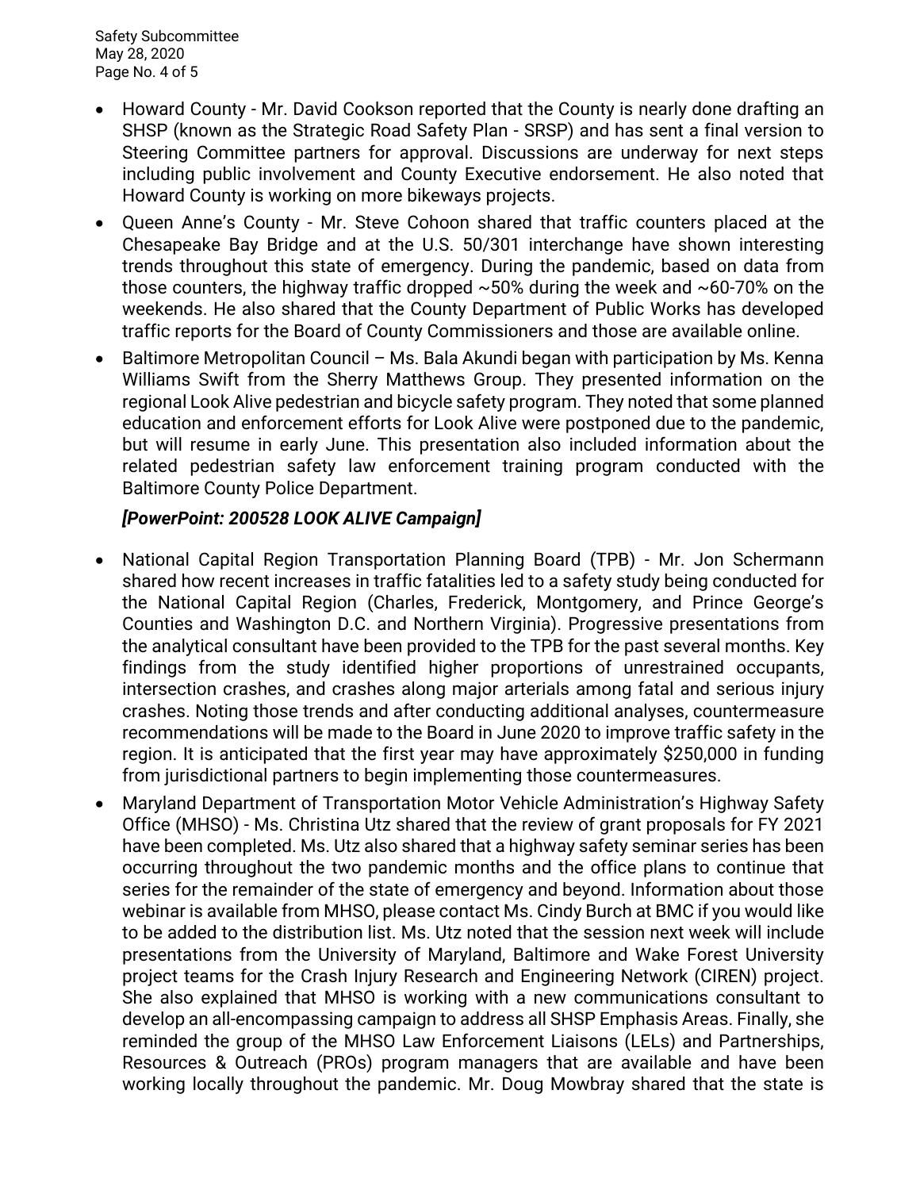- Howard County - Mr. David Cookson reported that the County is nearly done drafting an SHSP (known as the Strategic Road Safety Plan - SRSP) and has sent a final version to Steering Committee partners for approval. Discussions are underway for next steps including public involvement and County Executive endorsement. He also noted that Howard County is working on more bikeways projects.
- Queen Anne's County - Mr. Steve Cohoon shared that traffic counters placed at the Chesapeake Bay Bridge and at the U.S. 50/301 interchange have shown interesting trends throughout this state of emergency. During the pandemic, based on data from those counters, the highway traffic dropped ~50% during the week and ~60-70% on the weekends. He also shared that the County Department of Public Works has developed traffic reports for the Board of County Commissioners and those are available online.
- Baltimore Metropolitan Council – Ms. Bala Akundi began with participation by Ms. Kenna Williams Swift from the Sherry Matthews Group. They presented information on the regional Look Alive pedestrian and bicycle safety program. They noted that some planned education and enforcement efforts for Look Alive were postponed due to the pandemic, but will resume in early June. This presentation also included information about the related pedestrian safety law enforcement training program conducted with the Baltimore County Police Department.

  ***[PowerPoint: 200528 LOOK ALIVE Campaign]***

- National Capital Region Transportation Planning Board (TPB) - Mr. Jon Schermann shared how recent increases in traffic fatalities led to a safety study being conducted for the National Capital Region (Charles, Frederick, Montgomery, and Prince George's Counties and Washington D.C. and Northern Virginia). Progressive presentations from the analytical consultant have been provided to the TPB for the past several months. Key findings from the study identified higher proportions of unrestrained occupants, intersection crashes, and crashes along major arterials among fatal and serious injury crashes. Noting those trends and after conducting additional analyses, countermeasure recommendations will be made to the Board in June 2020 to improve traffic safety in the region. It is anticipated that the first year may have approximately $250,000 in funding from jurisdictional partners to begin implementing those countermeasures.
- Maryland Department of Transportation Motor Vehicle Administration's Highway Safety Office (MHSO) - Ms. Christina Utz shared that the review of grant proposals for FY 2021 have been completed. Ms. Utz also shared that a highway safety seminar series has been occurring throughout the two pandemic months and the office plans to continue that series for the remainder of the state of emergency and beyond. Information about those webinar is available from MHSO, please contact Ms. Cindy Burch at BMC if you would like to be added to the distribution list. Ms. Utz noted that the session next week will include presentations from the University of Maryland, Baltimore and Wake Forest University project teams for the Crash Injury Research and Engineering Network (CIREN) project. She also explained that MHSO is working with a new communications consultant to develop an all-encompassing campaign to address all SHSP Emphasis Areas. Finally, she reminded the group of the MHSO Law Enforcement Liaisons (LELs) and Partnerships, Resources & Outreach (PROs) program managers that are available and have been working locally throughout the pandemic. Mr. Doug Mowbray shared that the state is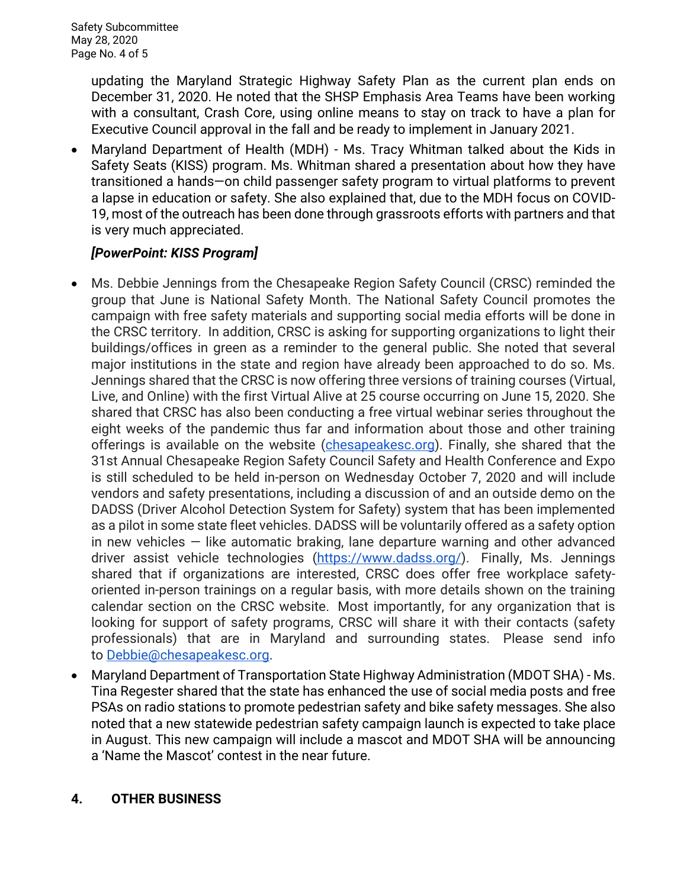updating the Maryland Strategic Highway Safety Plan as the current plan ends on December 31, 2020. He noted that the SHSP Emphasis Area Teams have been working with a consultant, Crash Core, using online means to stay on track to have a plan for Executive Council approval in the fall and be ready to implement in January 2021.

- Maryland Department of Health (MDH) - Ms. Tracy Whitman talked about the Kids in Safety Seats (KISS) program. Ms. Whitman shared a presentation about how they have transitioned a hands—on child passenger safety program to virtual platforms to prevent a lapse in education or safety. She also explained that, due to the MDH focus on COVID-19, most of the outreach has been done through grassroots efforts with partners and that is very much appreciated.

  ***[PowerPoint: KISS Program]***

- Ms. Debbie Jennings from the Chesapeake Region Safety Council (CRSC) reminded the group that June is National Safety Month. The National Safety Council promotes the campaign with free safety materials and supporting social media efforts will be done in the CRSC territory. In addition, CRSC is asking for supporting organizations to light their buildings/offices in green as a reminder to the general public. She noted that several major institutions in the state and region have already been approached to do so. Ms. Jennings shared that the CRSC is now offering three versions of training courses (Virtual, Live, and Online) with the first Virtual Alive at 25 course occurring on June 15, 2020. She shared that CRSC has also been conducting a free virtual webinar series throughout the eight weeks of the pandemic thus far and information about those and other training offerings is available on the website ([chesapeakesc.org](chesapeakesc.org)). Finally, she shared that the 31st Annual Chesapeake Region Safety Council Safety and Health Conference and Expo is still scheduled to be held in-person on Wednesday October 7, 2020 and will include vendors and safety presentations, including a discussion of and an outside demo on the DADSS (Driver Alcohol Detection System for Safety) system that has been implemented as a pilot in some state fleet vehicles. DADSS will be voluntarily offered as a safety option in new vehicles — like automatic braking, lane departure warning and other advanced driver assist vehicle technologies ([https://www.dadss.org/](https://www.dadss.org/)). Finally, Ms. Jennings shared that if organizations are interested, CRSC does offer free workplace safety-oriented in-person trainings on a regular basis, with more details shown on the training calendar section on the CRSC website. Most importantly, for any organization that is looking for support of safety programs, CRSC will share it with their contacts (safety professionals) that are in Maryland and surrounding states. Please send info to [Debbie@chesapeakesc.org](mailto:Debbie@chesapeakesc.org).

- Maryland Department of Transportation State Highway Administration (MDOT SHA) - Ms. Tina Regester shared that the state has enhanced the use of social media posts and free PSAs on radio stations to promote pedestrian safety and bike safety messages. She also noted that a new statewide pedestrian safety campaign launch is expected to take place in August. This new campaign will include a mascot and MDOT SHA will be announcing a 'Name the Mascot' contest in the near future.

## 4. OTHER BUSINESS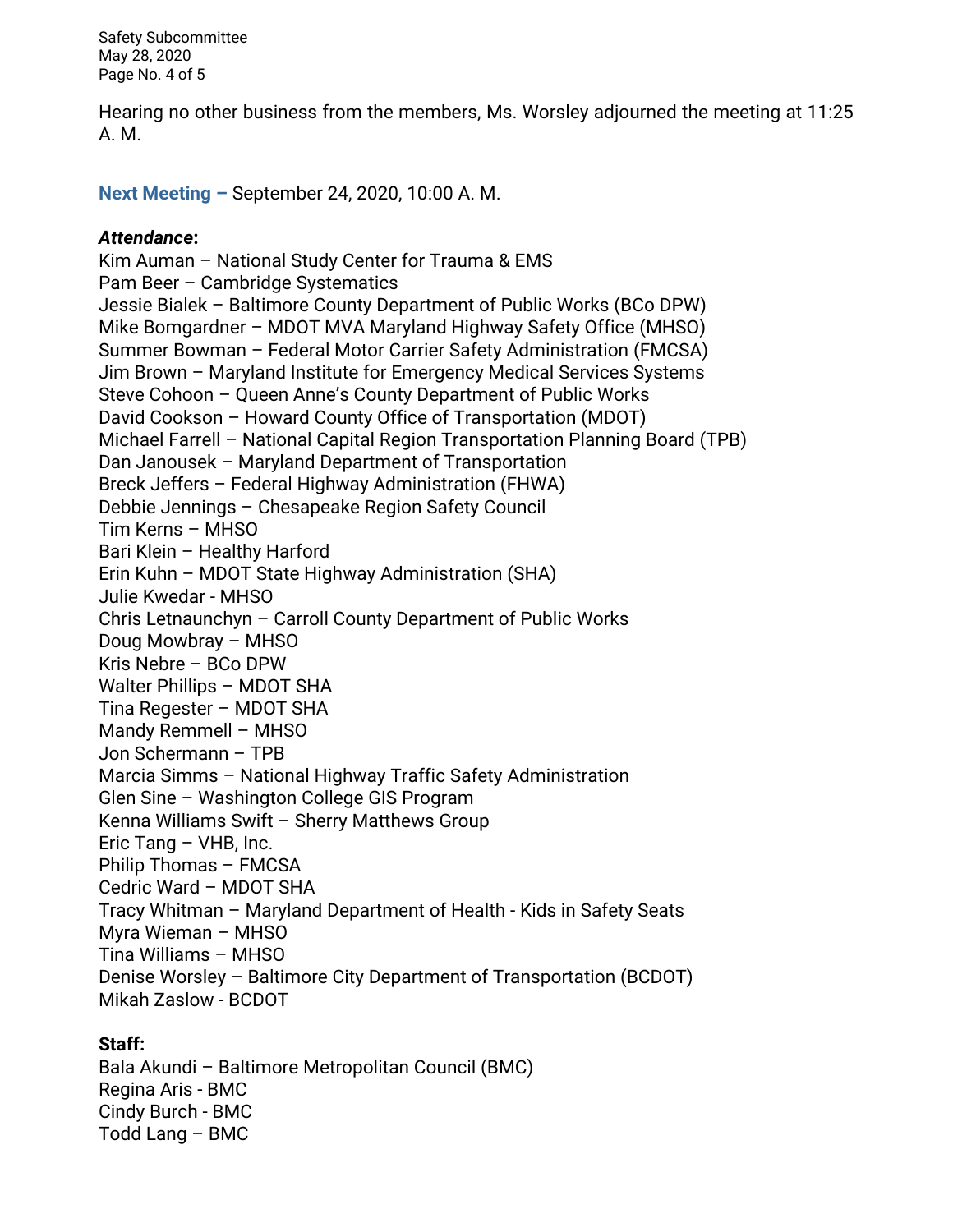Hearing no other business from the members, Ms. Worsley adjourned the meeting at 11:25 A. M.

**Next Meeting –** September 24, 2020, 10:00 A. M.

***Attendance*:**

Kim Auman – National Study Center for Trauma & EMS
Pam Beer – Cambridge Systematics
Jessie Bialek – Baltimore County Department of Public Works (BCo DPW)
Mike Bomgardner – MDOT MVA Maryland Highway Safety Office (MHSO)
Summer Bowman – Federal Motor Carrier Safety Administration (FMCSA)
Jim Brown – Maryland Institute for Emergency Medical Services Systems
Steve Cohoon – Queen Anne's County Department of Public Works
David Cookson – Howard County Office of Transportation (MDOT)
Michael Farrell – National Capital Region Transportation Planning Board (TPB)
Dan Janousek – Maryland Department of Transportation
Breck Jeffers – Federal Highway Administration (FHWA)
Debbie Jennings – Chesapeake Region Safety Council
Tim Kerns – MHSO
Bari Klein – Healthy Harford
Erin Kuhn – MDOT State Highway Administration (SHA)
Julie Kwedar - MHSO
Chris Letnaunchyn – Carroll County Department of Public Works
Doug Mowbray – MHSO
Kris Nebre – BCo DPW
Walter Phillips – MDOT SHA
Tina Regester – MDOT SHA
Mandy Remmell – MHSO
Jon Schermann – TPB
Marcia Simms – National Highway Traffic Safety Administration
Glen Sine – Washington College GIS Program
Kenna Williams Swift – Sherry Matthews Group
Eric Tang – VHB, Inc.
Philip Thomas – FMCSA
Cedric Ward – MDOT SHA
Tracy Whitman – Maryland Department of Health - Kids in Safety Seats
Myra Wieman – MHSO
Tina Williams – MHSO
Denise Worsley – Baltimore City Department of Transportation (BCDOT)
Mikah Zaslow - BCDOT

**Staff:**

Bala Akundi – Baltimore Metropolitan Council (BMC)
Regina Aris - BMC
Cindy Burch - BMC
Todd Lang – BMC